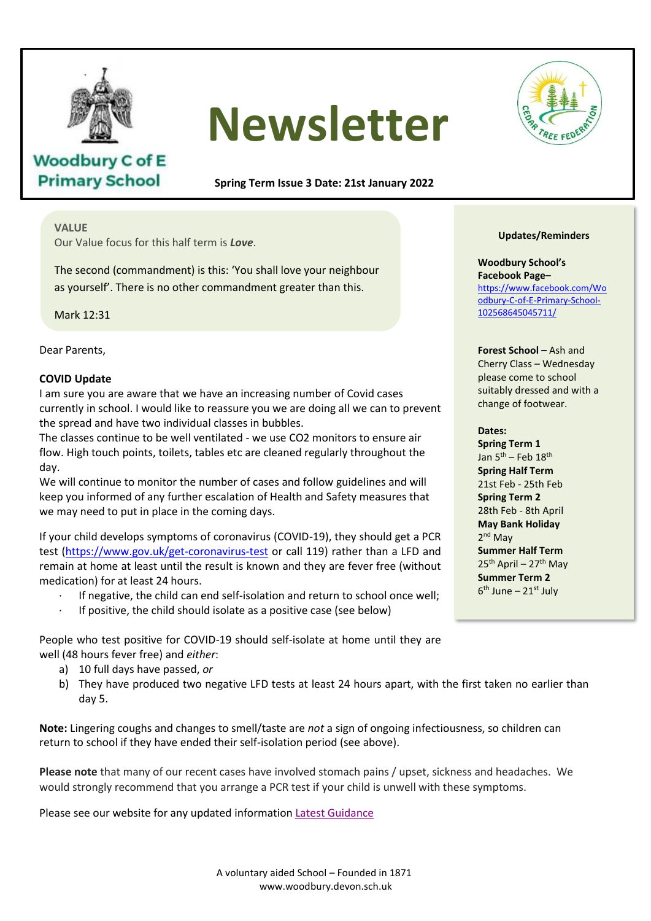Woodbury C of E Primary School

# Newsletter

CEDAR TREE FEDERATION

**Spring Term Issue 3 Date: 21st January 2022**

**VALUE**
Our Value focus for this half term is ***Love***.

The second (commandment) is this: 'You shall love your neighbour as yourself'. There is no other commandment greater than this.

Mark 12:31

Dear Parents,

**COVID Update**
I am sure you are aware that we have an increasing number of Covid cases currently in school. I would like to reassure you we are doing all we can to prevent the spread and have two individual classes in bubbles.
The classes continue to be well ventilated - we use CO2 monitors to ensure air flow. High touch points, toilets, tables etc are cleaned regularly throughout the day.
We will continue to monitor the number of cases and follow guidelines and will keep you informed of any further escalation of Health and Safety measures that we may need to put in place in the coming days.

If your child develops symptoms of coronavirus (COVID-19), they should get a PCR test (https://www.gov.uk/get-coronavirus-test or call 119) rather than a LFD and remain at home at least until the result is known and they are fever free (without medication) for at least 24 hours.

- If negative, the child can end self-isolation and return to school once well;
- If positive, the child should isolate as a positive case (see below)

People who test positive for COVID-19 should self-isolate at home until they are well (48 hours fever free) and *either*:

a) 10 full days have passed, *or*
b) They have produced two negative LFD tests at least 24 hours apart, with the first taken no earlier than day 5.

**Note:** Lingering coughs and changes to smell/taste are *not* a sign of ongoing infectiousness, so children can return to school if they have ended their self-isolation period (see above).

**Please note** that many of our recent cases have involved stomach pains / upset, sickness and headaches. We would strongly recommend that you arrange a PCR test if your child is unwell with these symptoms.

Please see our website for any updated information Latest Guidance

**Updates/Reminders**

**Woodbury School's Facebook Page–**
https://www.facebook.com/Woodbury-C-of-E-Primary-School-102568645045711/

**Forest School –** Ash and Cherry Class – Wednesday please come to school suitably dressed and with a change of footwear.

**Dates:**
**Spring Term 1**
Jan 5th – Feb 18th
**Spring Half Term**
21st Feb - 25th Feb
**Spring Term 2**
28th Feb - 8th April
**May Bank Holiday**
2nd May
**Summer Half Term**
25th April – 27th May
**Summer Term 2**
6th June – 21st July

A voluntary aided School – Founded in 1871
www.woodbury.devon.sch.uk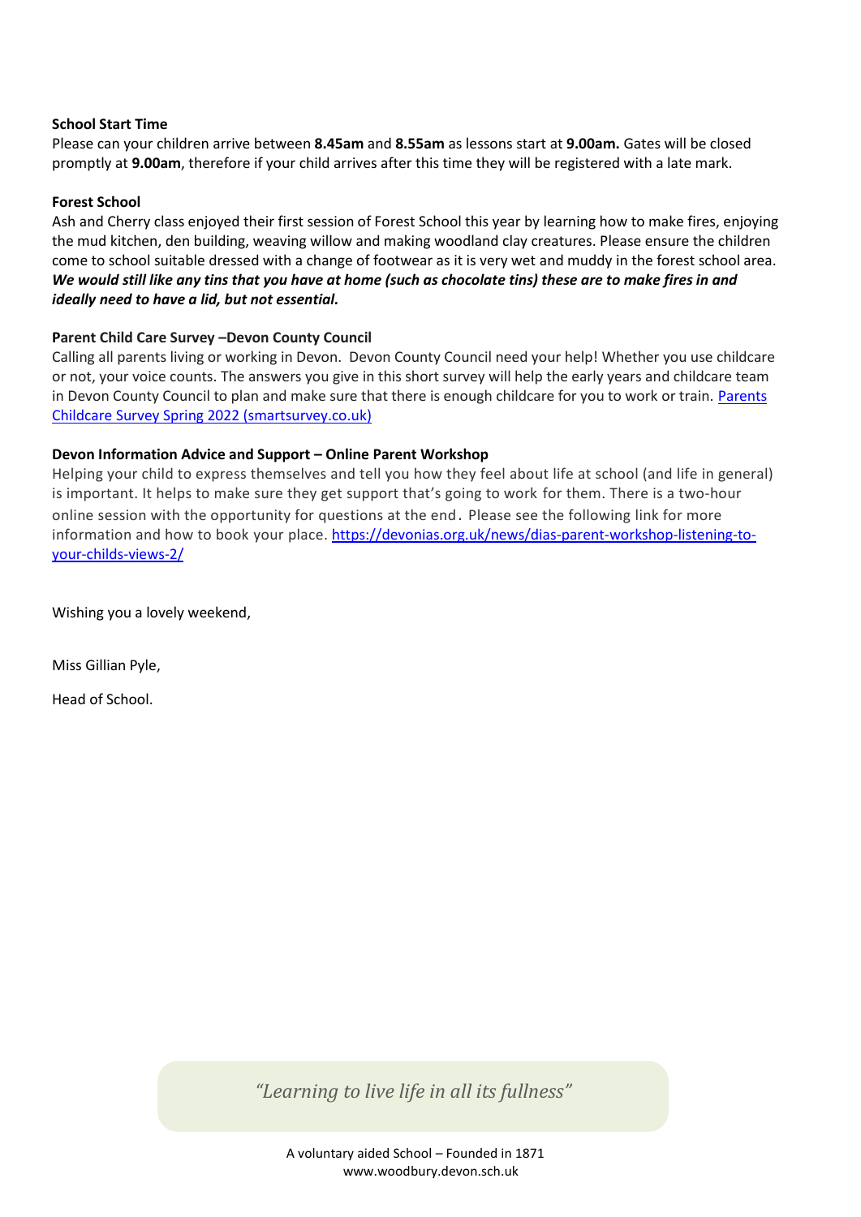**School Start Time**

Please can your children arrive between **8.45am** and **8.55am** as lessons start at **9.00am.** Gates will be closed promptly at **9.00am**, therefore if your child arrives after this time they will be registered with a late mark.

**Forest School**

Ash and Cherry class enjoyed their first session of Forest School this year by learning how to make fires, enjoying the mud kitchen, den building, weaving willow and making woodland clay creatures. Please ensure the children come to school suitable dressed with a change of footwear as it is very wet and muddy in the forest school area. ***We would still like any tins that you have at home (such as chocolate tins) these are to make fires in and ideally need to have a lid, but not essential.***

**Parent Child Care Survey –Devon County Council**

Calling all parents living or working in Devon. Devon County Council need your help! Whether you use childcare or not, your voice counts. The answers you give in this short survey will help the early years and childcare team in Devon County Council to plan and make sure that there is enough childcare for you to work or train. [Parents Childcare Survey Spring 2022 (smartsurvey.co.uk)]()

**Devon Information Advice and Support – Online Parent Workshop**

Helping your child to express themselves and tell you how they feel about life at school (and life in general) is important. It helps to make sure they get support that's going to work for them. There is a two-hour online session with the opportunity for questions at the end. Please see the following link for more information and how to book your place. https://devonias.org.uk/news/dias-parent-workshop-listening-to-your-childs-views-2/

Wishing you a lovely weekend,

Miss Gillian Pyle,

Head of School.

*"Learning to live life in all its fullness"*

A voluntary aided School – Founded in 1871
www.woodbury.devon.sch.uk